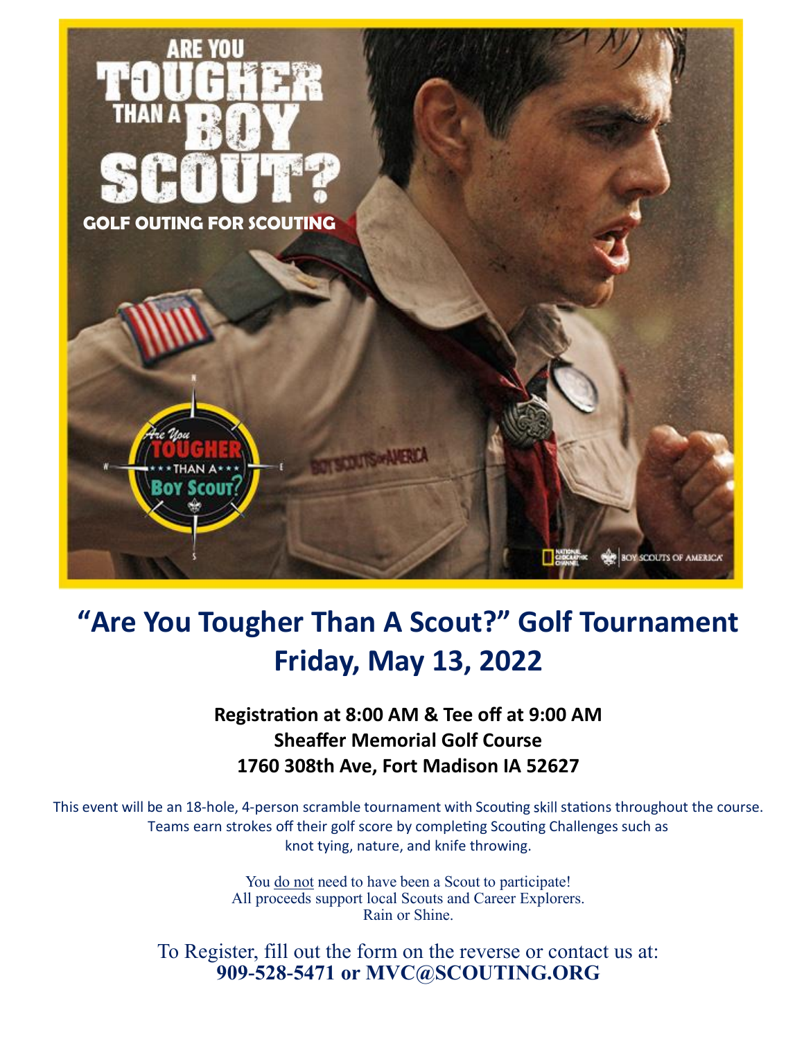# "Are You Tougher Than A Scout?" Golf Tournament
# Friday, May 13, 2022

**Registration at 8:00 AM & Tee off at 9:00 AM**
**Sheaffer Memorial Golf Course**
**1760 308th Ave, Fort Madison IA 52627**

This event will be an 18-hole, 4-person scramble tournament with Scouting skill stations throughout the course. Teams earn strokes off their golf score by completing Scouting Challenges such as knot tying, nature, and knife throwing.

You do not need to have been a Scout to participate!
All proceeds support local Scouts and Career Explorers.
Rain or Shine.

To Register, fill out the form on the reverse or contact us at:
**909-528-5471 or MVC@SCOUTING.ORG**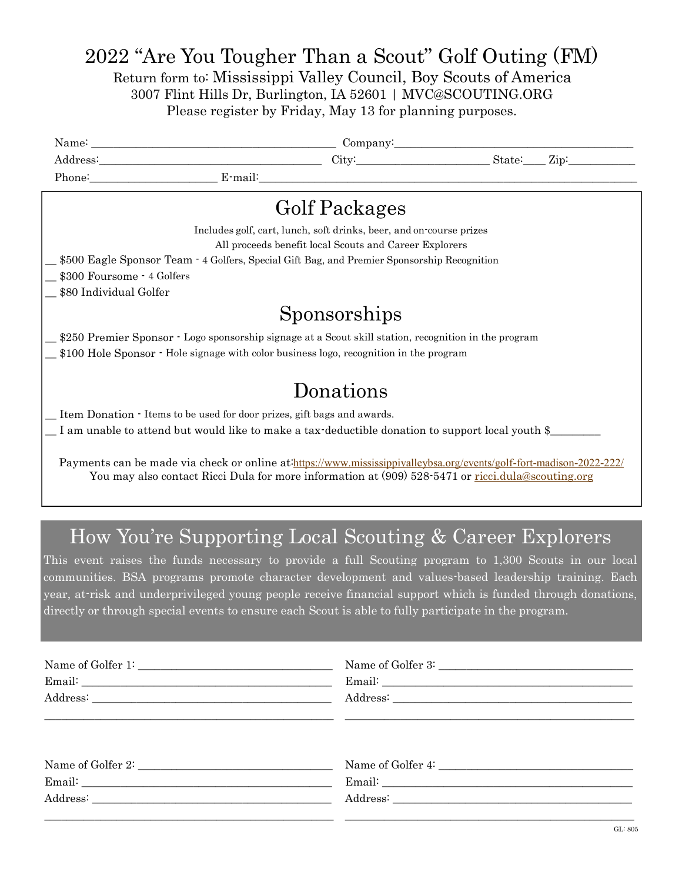# 2022 "Are You Tougher Than a Scout" Golf Outing (FM)

Return form to: Mississippi Valley Council, Boy Scouts of America
3007 Flint Hills Dr, Burlington, IA 52601 | MVC@SCOUTING.ORG
Please register by Friday, May 13 for planning purposes.

Name: ___________________________________________ Company: ___________________________________________
Address: ________________________________________ City: _______________________ State: ____ Zip: ____________
Phone: ______________________ E-mail: ___________________________________________________________________

## Golf Packages

Includes golf, cart, lunch, soft drinks, beer, and on-course prizes
All proceeds benefit local Scouts and Career Explorers

__ $500 Eagle Sponsor Team - 4 Golfers, Special Gift Bag, and Premier Sponsorship Recognition
__ $300 Foursome - 4 Golfers
__ $80 Individual Golfer

## Sponsorships

__ $250 Premier Sponsor - Logo sponsorship signage at a Scout skill station, recognition in the program
__ $100 Hole Sponsor - Hole signage with color business logo, recognition in the program

## Donations

__ Item Donation - Items to be used for door prizes, gift bags and awards.
__ I am unable to attend but would like to make a tax-deductible donation to support local youth $_________

Payments can be made via check or online at: https://www.mississippivalleybsa.org/events/golf-fort-madison-2022-222/
You may also contact Ricci Dula for more information at (909) 528-5471 or ricci.dula@scouting.org

## How You're Supporting Local Scouting & Career Explorers

This event raises the funds necessary to provide a full Scouting program to 1,300 Scouts in our local communities. BSA programs promote character development and values-based leadership training. Each year, at-risk and underprivileged young people receive financial support which is funded through donations, directly or through special events to ensure each Scout is able to fully participate in the program.

Name of Golfer 1: __________________________________
Email: _____________________________________________
Address: ___________________________________________
____________________________________________________

Name of Golfer 2: __________________________________
Email: _____________________________________________
Address: ___________________________________________
____________________________________________________

Name of Golfer 3: __________________________________
Email: _____________________________________________
Address: ___________________________________________
____________________________________________________

Name of Golfer 4: __________________________________
Email: _____________________________________________
Address: ___________________________________________
____________________________________________________

GL: 805